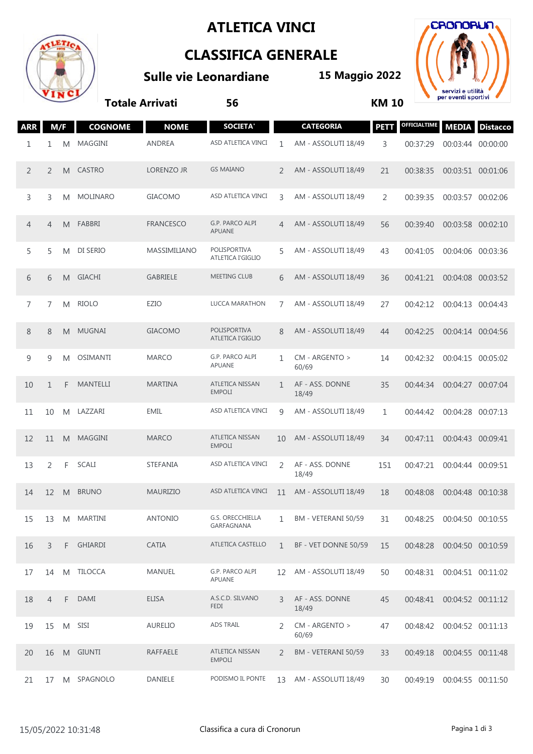# ATLETICA VINCI

## CLASSIFICA GENERALE

**Sulle vie Leonardiane** **15 Maggio 2022**

**Totale Arrivati** **56** **KM 10**

| ARR | M/F | | COGNOME | NOME | SOCIETA' | | CATEGORIA | PETT | OFFICIALTIME | MEDIA | Distacco |
|---|---|---|---|---|---|---|---|---|---|---|---|
| 1 | 1 | M | MAGGINI | ANDREA | ASD ATLETICA VINCI | 1 | AM - ASSOLUTI 18/49 | 3 | 00:37:29 | 00:03:44 | 00:00:00 |
| 2 | 2 | M | CASTRO | LORENZO JR | GS MAIANO | 2 | AM - ASSOLUTI 18/49 | 21 | 00:38:35 | 00:03:51 | 00:01:06 |
| 3 | 3 | M | MOLINARO | GIACOMO | ASD ATLETICA VINCI | 3 | AM - ASSOLUTI 18/49 | 2 | 00:39:35 | 00:03:57 | 00:02:06 |
| 4 | 4 | M | FABBRI | FRANCESCO | G.P. PARCO ALPI APUANE | 4 | AM - ASSOLUTI 18/49 | 56 | 00:39:40 | 00:03:58 | 00:02:10 |
| 5 | 5 | M | DI SERIO | MASSIMILIANO | POLISPORTIVA ATLETICA I'GIGLIO | 5 | AM - ASSOLUTI 18/49 | 43 | 00:41:05 | 00:04:06 | 00:03:36 |
| 6 | 6 | M | GIACHI | GABRIELE | MEETING CLUB | 6 | AM - ASSOLUTI 18/49 | 36 | 00:41:21 | 00:04:08 | 00:03:52 |
| 7 | 7 | M | RIOLO | EZIO | LUCCA MARATHON | 7 | AM - ASSOLUTI 18/49 | 27 | 00:42:12 | 00:04:13 | 00:04:43 |
| 8 | 8 | M | MUGNAI | GIACOMO | POLISPORTIVA ATLETICA I'GIGLIO | 8 | AM - ASSOLUTI 18/49 | 44 | 00:42:25 | 00:04:14 | 00:04:56 |
| 9 | 9 | M | OSIMANTI | MARCO | G.P. PARCO ALPI APUANE | 1 | CM - ARGENTO > 60/69 | 14 | 00:42:32 | 00:04:15 | 00:05:02 |
| 10 | 1 | F | MANTELLI | MARTINA | ATLETICA NISSAN EMPOLI | 1 | AF - ASS. DONNE 18/49 | 35 | 00:44:34 | 00:04:27 | 00:07:04 |
| 11 | 10 | M | LAZZARI | EMIL | ASD ATLETICA VINCI | 9 | AM - ASSOLUTI 18/49 | 1 | 00:44:42 | 00:04:28 | 00:07:13 |
| 12 | 11 | M | MAGGINI | MARCO | ATLETICA NISSAN EMPOLI | 10 | AM - ASSOLUTI 18/49 | 34 | 00:47:11 | 00:04:43 | 00:09:41 |
| 13 | 2 | F | SCALI | STEFANIA | ASD ATLETICA VINCI | 2 | AF - ASS. DONNE 18/49 | 151 | 00:47:21 | 00:04:44 | 00:09:51 |
| 14 | 12 | M | BRUNO | MAURIZIO | ASD ATLETICA VINCI | 11 | AM - ASSOLUTI 18/49 | 18 | 00:48:08 | 00:04:48 | 00:10:38 |
| 15 | 13 | M | MARTINI | ANTONIO | G.S. ORECCHIELLA GARFAGNANA | 1 | BM - VETERANI 50/59 | 31 | 00:48:25 | 00:04:50 | 00:10:55 |
| 16 | 3 | F | GHIARDI | CATIA | ATLETICA CASTELLO | 1 | BF - VET DONNE 50/59 | 15 | 00:48:28 | 00:04:50 | 00:10:59 |
| 17 | 14 | M | TILOCCA | MANUEL | G.P. PARCO ALPI APUANE | 12 | AM - ASSOLUTI 18/49 | 50 | 00:48:31 | 00:04:51 | 00:11:02 |
| 18 | 4 | F | DAMI | ELISA | A.S.C.D. SILVANO FEDI | 3 | AF - ASS. DONNE 18/49 | 45 | 00:48:41 | 00:04:52 | 00:11:12 |
| 19 | 15 | M | SISI | AURELIO | ADS TRAIL | 2 | CM - ARGENTO > 60/69 | 47 | 00:48:42 | 00:04:52 | 00:11:13 |
| 20 | 16 | M | GIUNTI | RAFFAELE | ATLETICA NISSAN EMPOLI | 2 | BM - VETERANI 50/59 | 33 | 00:49:18 | 00:04:55 | 00:11:48 |
| 21 | 17 | M | SPAGNOLO | DANIELE | PODISMO IL PONTE | 13 | AM - ASSOLUTI 18/49 | 30 | 00:49:19 | 00:04:55 | 00:11:50 |

15/05/2022 10:31:48 Classifica a cura di Cronorun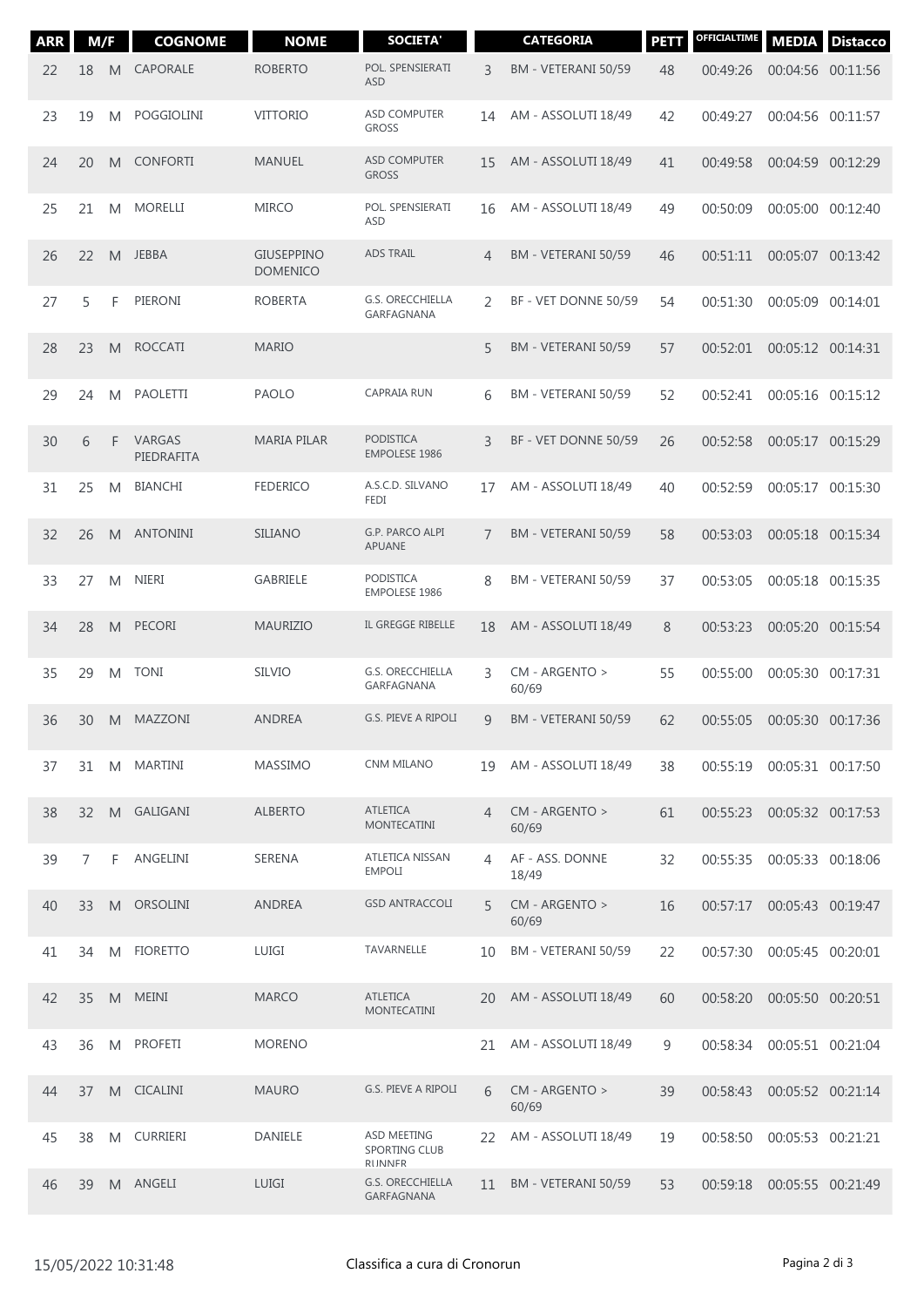| ARR | M/F | | COGNOME | NOME | SOCIETA' | CATEGORIA | | PETT | OFFICIALTIME | MEDIA | Distacco |
|---|---|---|---|---|---|---|---|---|---|---|---|
| 22 | 18 | M | CAPORALE | ROBERTO | POL. SPENSIERATI ASD | 3 | BM - VETERANI 50/59 | 48 | 00:49:26 | 00:04:56 | 00:11:56 |
| 23 | 19 | M | POGGIOLINI | VITTORIO | ASD COMPUTER GROSS | 14 | AM - ASSOLUTI 18/49 | 42 | 00:49:27 | 00:04:56 | 00:11:57 |
| 24 | 20 | M | CONFORTI | MANUEL | ASD COMPUTER GROSS | 15 | AM - ASSOLUTI 18/49 | 41 | 00:49:58 | 00:04:59 | 00:12:29 |
| 25 | 21 | M | MORELLI | MIRCO | POL. SPENSIERATI ASD | 16 | AM - ASSOLUTI 18/49 | 49 | 00:50:09 | 00:05:00 | 00:12:40 |
| 26 | 22 | M | JEBBA | GIUSEPPINO DOMENICO | ADS TRAIL | 4 | BM - VETERANI 50/59 | 46 | 00:51:11 | 00:05:07 | 00:13:42 |
| 27 | 5 | F | PIERONI | ROBERTA | G.S. ORECCHIELLA GARFAGNANA | 2 | BF - VET DONNE 50/59 | 54 | 00:51:30 | 00:05:09 | 00:14:01 |
| 28 | 23 | M | ROCCATI | MARIO | | 5 | BM - VETERANI 50/59 | 57 | 00:52:01 | 00:05:12 | 00:14:31 |
| 29 | 24 | M | PAOLETTI | PAOLO | CAPRAIA RUN | 6 | BM - VETERANI 50/59 | 52 | 00:52:41 | 00:05:16 | 00:15:12 |
| 30 | 6 | F | VARGAS PIEDRAFITA | MARIA PILAR | PODISTICA EMPOLESE 1986 | 3 | BF - VET DONNE 50/59 | 26 | 00:52:58 | 00:05:17 | 00:15:29 |
| 31 | 25 | M | BIANCHI | FEDERICO | A.S.C.D. SILVANO FEDI | 17 | AM - ASSOLUTI 18/49 | 40 | 00:52:59 | 00:05:17 | 00:15:30 |
| 32 | 26 | M | ANTONINI | SILIANO | G.P. PARCO ALPI APUANE | 7 | BM - VETERANI 50/59 | 58 | 00:53:03 | 00:05:18 | 00:15:34 |
| 33 | 27 | M | NIERI | GABRIELE | PODISTICA EMPOLESE 1986 | 8 | BM - VETERANI 50/59 | 37 | 00:53:05 | 00:05:18 | 00:15:35 |
| 34 | 28 | M | PECORI | MAURIZIO | IL GREGGE RIBELLE | 18 | AM - ASSOLUTI 18/49 | 8 | 00:53:23 | 00:05:20 | 00:15:54 |
| 35 | 29 | M | TONI | SILVIO | G.S. ORECCHIELLA GARFAGNANA | 3 | CM - ARGENTO > 60/69 | 55 | 00:55:00 | 00:05:30 | 00:17:31 |
| 36 | 30 | M | MAZZONI | ANDREA | G.S. PIEVE A RIPOLI | 9 | BM - VETERANI 50/59 | 62 | 00:55:05 | 00:05:30 | 00:17:36 |
| 37 | 31 | M | MARTINI | MASSIMO | CNM MILANO | 19 | AM - ASSOLUTI 18/49 | 38 | 00:55:19 | 00:05:31 | 00:17:50 |
| 38 | 32 | M | GALIGANI | ALBERTO | ATLETICA MONTECATINI | 4 | CM - ARGENTO > 60/69 | 61 | 00:55:23 | 00:05:32 | 00:17:53 |
| 39 | 7 | F | ANGELINI | SERENA | ATLETICA NISSAN EMPOLI | 4 | AF - ASS. DONNE 18/49 | 32 | 00:55:35 | 00:05:33 | 00:18:06 |
| 40 | 33 | M | ORSOLINI | ANDREA | GSD ANTRACCOLI | 5 | CM - ARGENTO > 60/69 | 16 | 00:57:17 | 00:05:43 | 00:19:47 |
| 41 | 34 | M | FIORETTO | LUIGI | TAVARNELLE | 10 | BM - VETERANI 50/59 | 22 | 00:57:30 | 00:05:45 | 00:20:01 |
| 42 | 35 | M | MEINI | MARCO | ATLETICA MONTECATINI | 20 | AM - ASSOLUTI 18/49 | 60 | 00:58:20 | 00:05:50 | 00:20:51 |
| 43 | 36 | M | PROFETI | MORENO | | 21 | AM - ASSOLUTI 18/49 | 9 | 00:58:34 | 00:05:51 | 00:21:04 |
| 44 | 37 | M | CICALINI | MAURO | G.S. PIEVE A RIPOLI | 6 | CM - ARGENTO > 60/69 | 39 | 00:58:43 | 00:05:52 | 00:21:14 |
| 45 | 38 | M | CURRIERI | DANIELE | ASD MEETING SPORTING CLUB RUNNER | 22 | AM - ASSOLUTI 18/49 | 19 | 00:58:50 | 00:05:53 | 00:21:21 |
| 46 | 39 | M | ANGELI | LUIGI | G.S. ORECCHIELLA GARFAGNANA | 11 | BM - VETERANI 50/59 | 53 | 00:59:18 | 00:05:55 | 00:21:49 |

15/05/2022 10:31:48 — Classifica a cura di Cronorun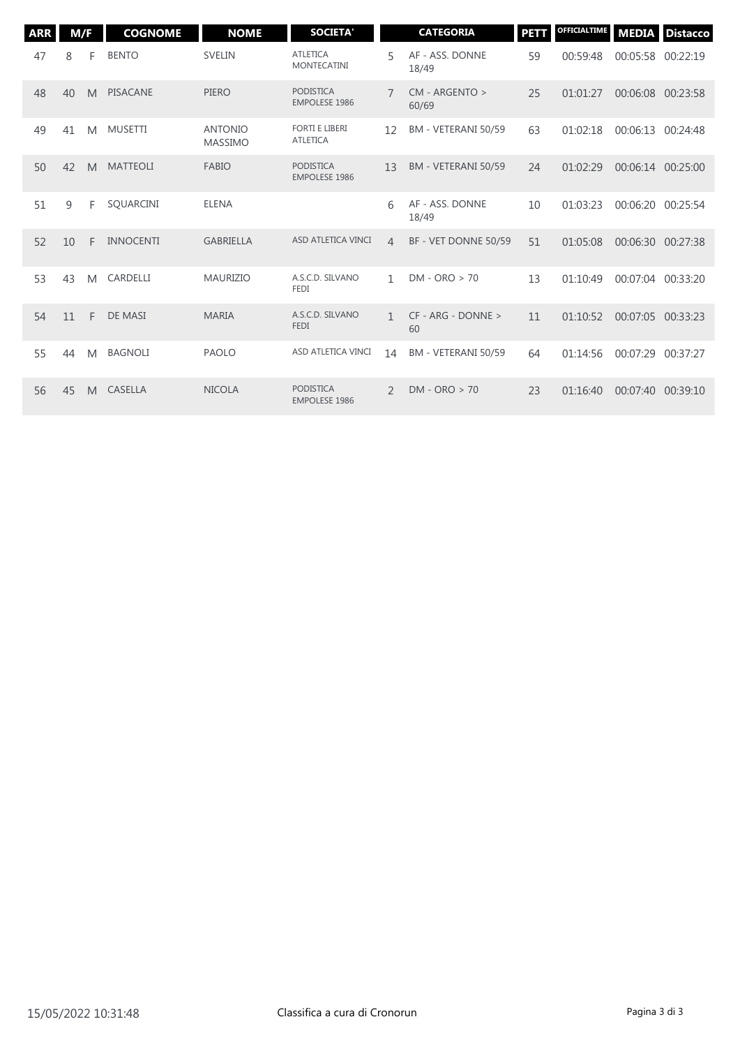| ARR | M/F | | COGNOME | NOME | SOCIETA' | | CATEGORIA | PETT | OFFICIALTIME | MEDIA | Distacco |
|---|---|---|---|---|---|---|---|---|---|---|---|
| 47 | 8 | F | BENTO | SVELIN | ATLETICA MONTECATINI | 5 | AF - ASS. DONNE 18/49 | 59 | 00:59:48 | 00:05:58 | 00:22:19 |
| 48 | 40 | M | PISACANE | PIERO | PODISTICA EMPOLESE 1986 | 7 | CM - ARGENTO > 60/69 | 25 | 01:01:27 | 00:06:08 | 00:23:58 |
| 49 | 41 | M | MUSETTI | ANTONIO MASSIMO | FORTI E LIBERI ATLETICA | 12 | BM - VETERANI 50/59 | 63 | 01:02:18 | 00:06:13 | 00:24:48 |
| 50 | 42 | M | MATTEOLI | FABIO | PODISTICA EMPOLESE 1986 | 13 | BM - VETERANI 50/59 | 24 | 01:02:29 | 00:06:14 | 00:25:00 |
| 51 | 9 | F | SQUARCINI | ELENA | | 6 | AF - ASS. DONNE 18/49 | 10 | 01:03:23 | 00:06:20 | 00:25:54 |
| 52 | 10 | F | INNOCENTI | GABRIELLA | ASD ATLETICA VINCI | 4 | BF - VET DONNE 50/59 | 51 | 01:05:08 | 00:06:30 | 00:27:38 |
| 53 | 43 | M | CARDELLI | MAURIZIO | A.S.C.D. SILVANO FEDI | 1 | DM - ORO > 70 | 13 | 01:10:49 | 00:07:04 | 00:33:20 |
| 54 | 11 | F | DE MASI | MARIA | A.S.C.D. SILVANO FEDI | 1 | CF - ARG - DONNE > 60 | 11 | 01:10:52 | 00:07:05 | 00:33:23 |
| 55 | 44 | M | BAGNOLI | PAOLO | ASD ATLETICA VINCI | 14 | BM - VETERANI 50/59 | 64 | 01:14:56 | 00:07:29 | 00:37:27 |
| 56 | 45 | M | CASELLA | NICOLA | PODISTICA EMPOLESE 1986 | 2 | DM - ORO > 70 | 23 | 01:16:40 | 00:07:40 | 00:39:10 |

15/05/2022 10:31:48 Classifica a cura di Cronorun